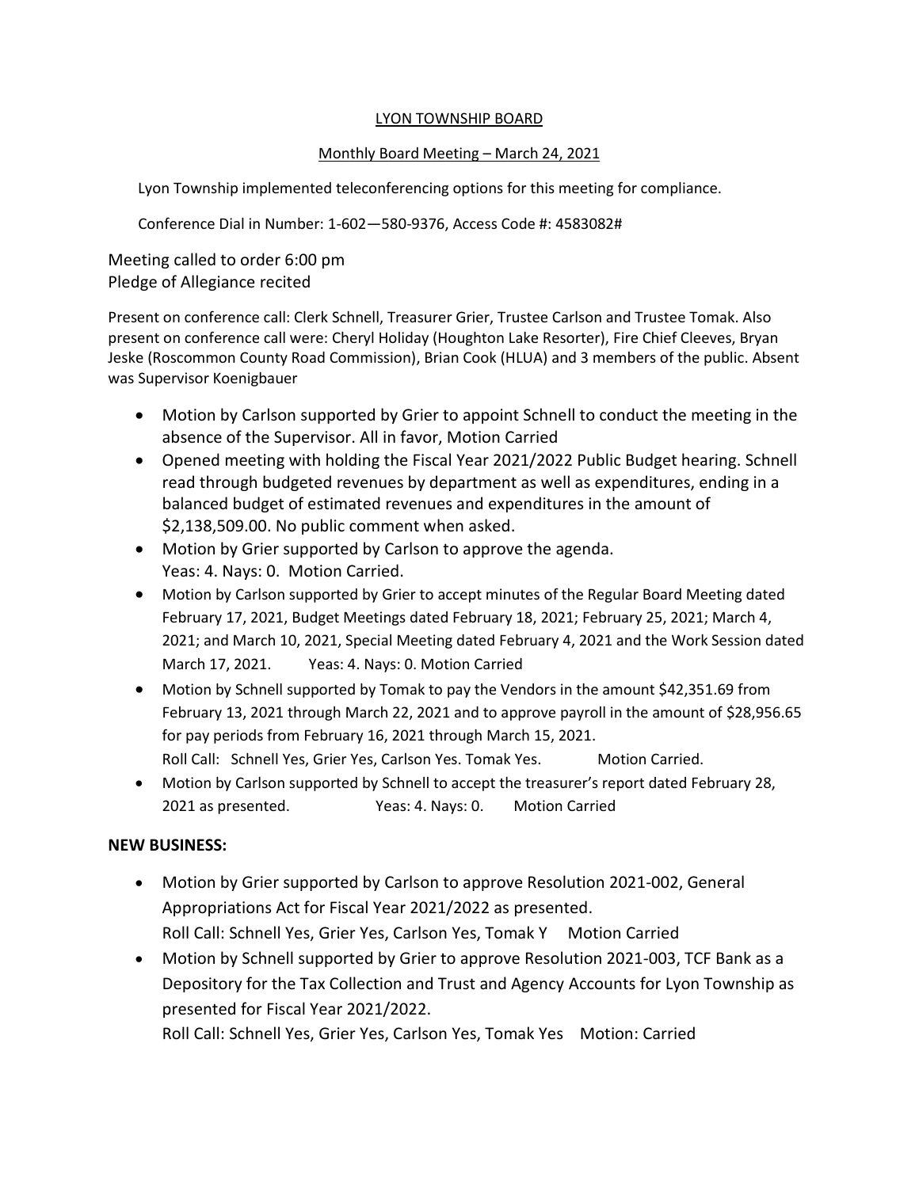# LYON TOWNSHIP BOARD

## Monthly Board Meeting – March 24, 2021

Lyon Township implemented teleconferencing options for this meeting for compliance.

Conference Dial in Number: 1-602—580-9376, Access Code #: 4583082#

Meeting called to order 6:00 pm
Pledge of Allegiance recited

Present on conference call: Clerk Schnell, Treasurer Grier, Trustee Carlson and Trustee Tomak. Also present on conference call were: Cheryl Holiday (Houghton Lake Resorter), Fire Chief Cleeves, Bryan Jeske (Roscommon County Road Commission), Brian Cook (HLUA) and 3 members of the public. Absent was Supervisor Koenigbauer

- Motion by Carlson supported by Grier to appoint Schnell to conduct the meeting in the absence of the Supervisor. All in favor, Motion Carried
- Opened meeting with holding the Fiscal Year 2021/2022 Public Budget hearing. Schnell read through budgeted revenues by department as well as expenditures, ending in a balanced budget of estimated revenues and expenditures in the amount of $2,138,509.00. No public comment when asked.
- Motion by Grier supported by Carlson to approve the agenda.
  Yeas: 4. Nays: 0. Motion Carried.
- Motion by Carlson supported by Grier to accept minutes of the Regular Board Meeting dated February 17, 2021, Budget Meetings dated February 18, 2021; February 25, 2021; March 4, 2021; and March 10, 2021, Special Meeting dated February 4, 2021 and the Work Session dated March 17, 2021. Yeas: 4. Nays: 0. Motion Carried
- Motion by Schnell supported by Tomak to pay the Vendors in the amount $42,351.69 from February 13, 2021 through March 22, 2021 and to approve payroll in the amount of $28,956.65 for pay periods from February 16, 2021 through March 15, 2021.
  Roll Call: Schnell Yes, Grier Yes, Carlson Yes. Tomak Yes. Motion Carried.
- Motion by Carlson supported by Schnell to accept the treasurer's report dated February 28, 2021 as presented. Yeas: 4. Nays: 0. Motion Carried

**NEW BUSINESS:**

- Motion by Grier supported by Carlson to approve Resolution 2021-002, General Appropriations Act for Fiscal Year 2021/2022 as presented.
  Roll Call: Schnell Yes, Grier Yes, Carlson Yes, Tomak Y Motion Carried
- Motion by Schnell supported by Grier to approve Resolution 2021-003, TCF Bank as a Depository for the Tax Collection and Trust and Agency Accounts for Lyon Township as presented for Fiscal Year 2021/2022.
  Roll Call: Schnell Yes, Grier Yes, Carlson Yes, Tomak Yes Motion: Carried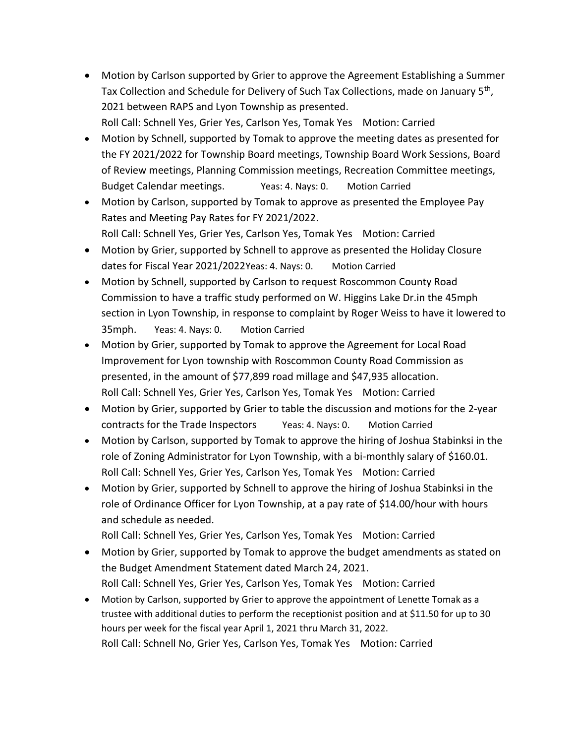- Motion by Carlson supported by Grier to approve the Agreement Establishing a Summer Tax Collection and Schedule for Delivery of Such Tax Collections, made on January 5th, 2021 between RAPS and Lyon Township as presented.
  Roll Call: Schnell Yes, Grier Yes, Carlson Yes, Tomak Yes  Motion: Carried
- Motion by Schnell, supported by Tomak to approve the meeting dates as presented for the FY 2021/2022 for Township Board meetings, Township Board Work Sessions, Board of Review meetings, Planning Commission meetings, Recreation Committee meetings, Budget Calendar meetings.  Yeas: 4. Nays: 0.  Motion Carried
- Motion by Carlson, supported by Tomak to approve as presented the Employee Pay Rates and Meeting Pay Rates for FY 2021/2022.
  Roll Call: Schnell Yes, Grier Yes, Carlson Yes, Tomak Yes  Motion: Carried
- Motion by Grier, supported by Schnell to approve as presented the Holiday Closure dates for Fiscal Year 2021/2022Yeas: 4. Nays: 0.  Motion Carried
- Motion by Schnell, supported by Carlson to request Roscommon County Road Commission to have a traffic study performed on W. Higgins Lake Dr.in the 45mph section in Lyon Township, in response to complaint by Roger Weiss to have it lowered to 35mph.  Yeas: 4. Nays: 0.  Motion Carried
- Motion by Grier, supported by Tomak to approve the Agreement for Local Road Improvement for Lyon township with Roscommon County Road Commission as presented, in the amount of $77,899 road millage and $47,935 allocation.
  Roll Call: Schnell Yes, Grier Yes, Carlson Yes, Tomak Yes  Motion: Carried
- Motion by Grier, supported by Grier to table the discussion and motions for the 2-year contracts for the Trade Inspectors  Yeas: 4. Nays: 0.  Motion Carried
- Motion by Carlson, supported by Tomak to approve the hiring of Joshua Stabinksi in the role of Zoning Administrator for Lyon Township, with a bi-monthly salary of $160.01.
  Roll Call: Schnell Yes, Grier Yes, Carlson Yes, Tomak Yes  Motion: Carried
- Motion by Grier, supported by Schnell to approve the hiring of Joshua Stabinksi in the role of Ordinance Officer for Lyon Township, at a pay rate of $14.00/hour with hours and schedule as needed.
  Roll Call: Schnell Yes, Grier Yes, Carlson Yes, Tomak Yes  Motion: Carried
- Motion by Grier, supported by Tomak to approve the budget amendments as stated on the Budget Amendment Statement dated March 24, 2021.
  Roll Call: Schnell Yes, Grier Yes, Carlson Yes, Tomak Yes  Motion: Carried
- Motion by Carlson, supported by Grier to approve the appointment of Lenette Tomak as a trustee with additional duties to perform the receptionist position and at $11.50 for up to 30 hours per week for the fiscal year April 1, 2021 thru March 31, 2022.
  Roll Call: Schnell No, Grier Yes, Carlson Yes, Tomak Yes  Motion: Carried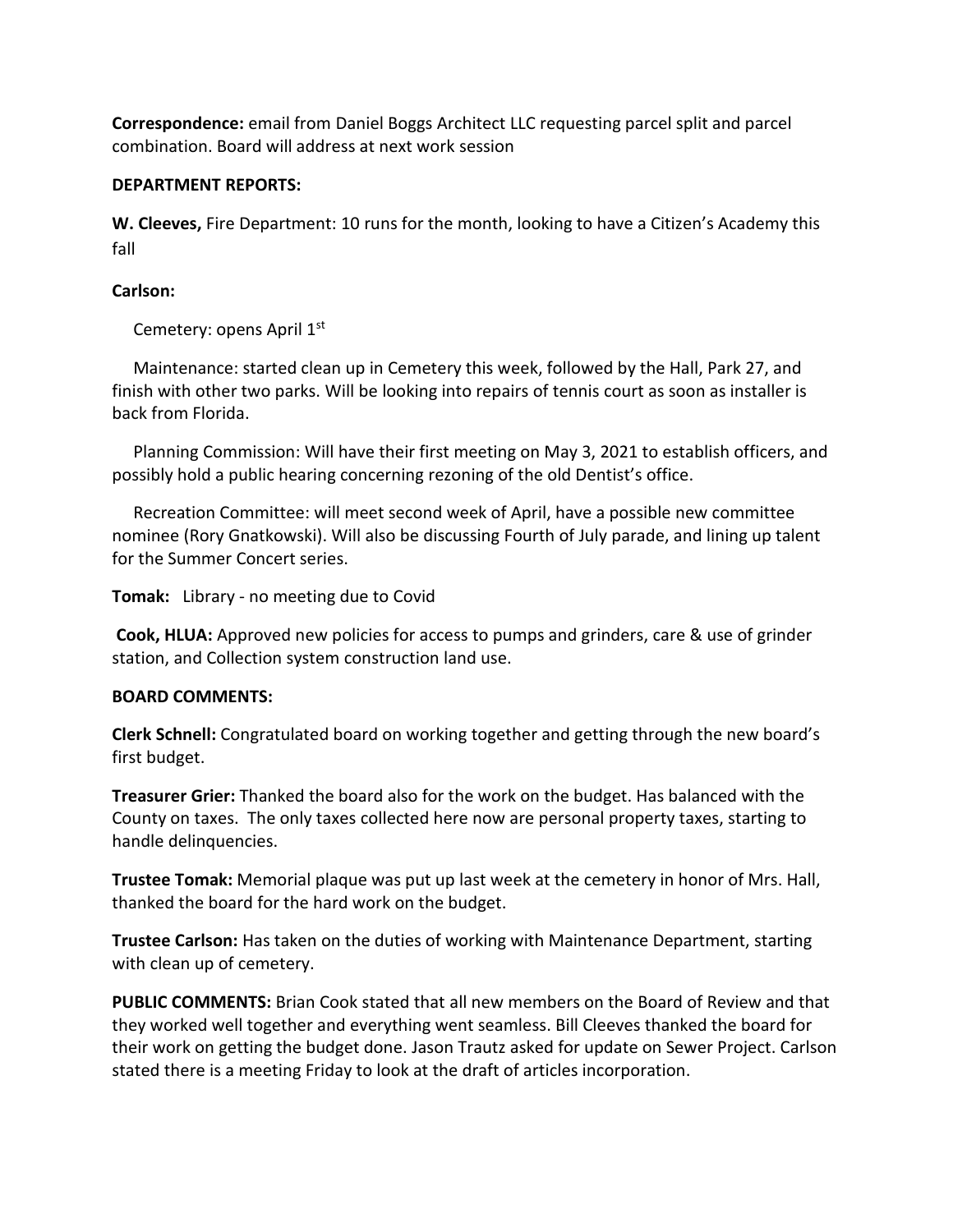**Correspondence:** email from Daniel Boggs Architect LLC requesting parcel split and parcel combination. Board will address at next work session

**DEPARTMENT REPORTS:**

**W. Cleeves,** Fire Department: 10 runs for the month, looking to have a Citizen's Academy this fall

**Carlson:**

Cemetery: opens April 1st

Maintenance: started clean up in Cemetery this week, followed by the Hall, Park 27, and finish with other two parks. Will be looking into repairs of tennis court as soon as installer is back from Florida.

Planning Commission: Will have their first meeting on May 3, 2021 to establish officers, and possibly hold a public hearing concerning rezoning of the old Dentist's office.

Recreation Committee: will meet second week of April, have a possible new committee nominee (Rory Gnatkowski). Will also be discussing Fourth of July parade, and lining up talent for the Summer Concert series.

**Tomak:** Library - no meeting due to Covid

**Cook, HLUA:** Approved new policies for access to pumps and grinders, care & use of grinder station, and Collection system construction land use.

**BOARD COMMENTS:**

**Clerk Schnell:** Congratulated board on working together and getting through the new board's first budget.

**Treasurer Grier:** Thanked the board also for the work on the budget. Has balanced with the County on taxes. The only taxes collected here now are personal property taxes, starting to handle delinquencies.

**Trustee Tomak:** Memorial plaque was put up last week at the cemetery in honor of Mrs. Hall, thanked the board for the hard work on the budget.

**Trustee Carlson:** Has taken on the duties of working with Maintenance Department, starting with clean up of cemetery.

**PUBLIC COMMENTS:** Brian Cook stated that all new members on the Board of Review and that they worked well together and everything went seamless. Bill Cleeves thanked the board for their work on getting the budget done. Jason Trautz asked for update on Sewer Project. Carlson stated there is a meeting Friday to look at the draft of articles incorporation.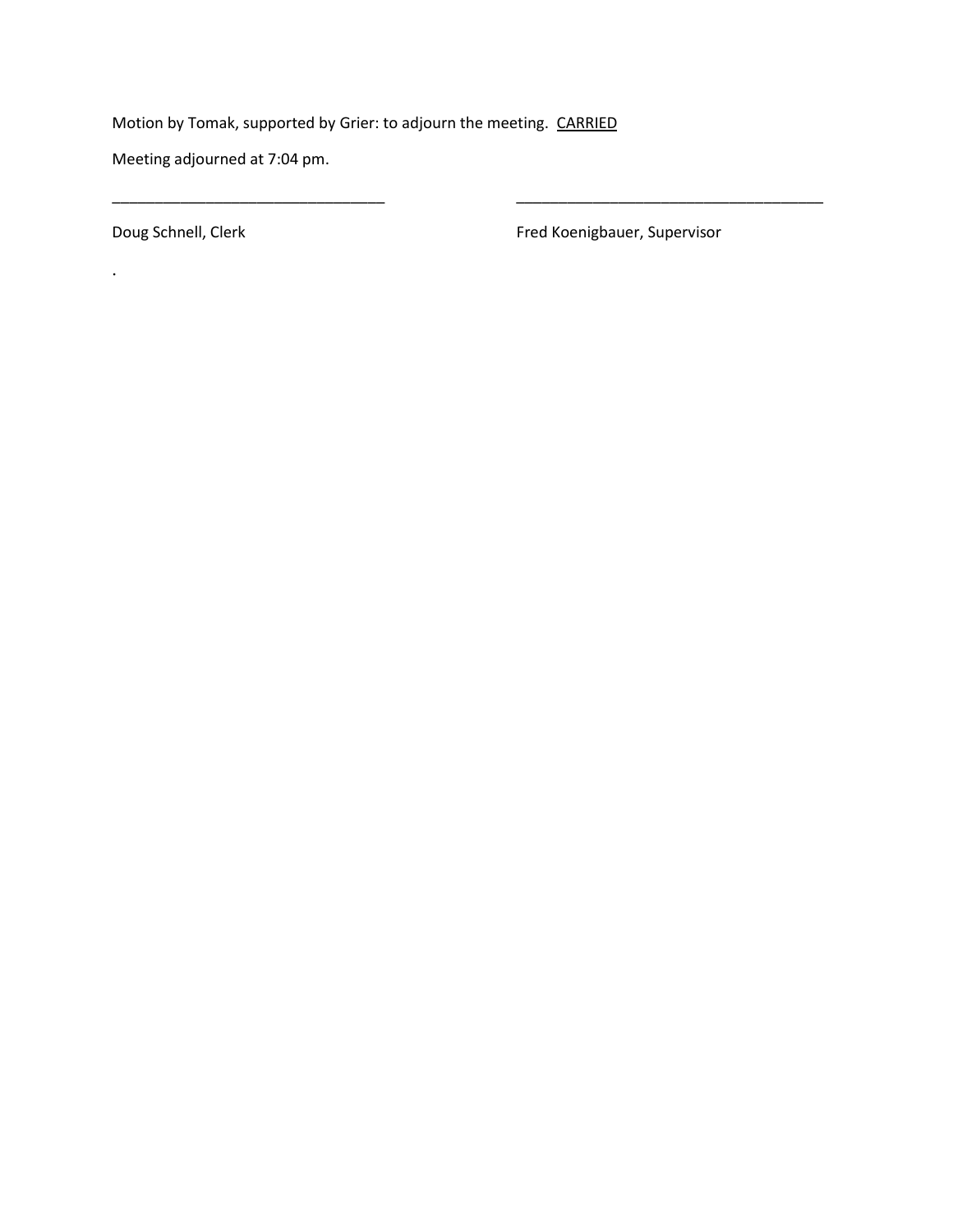Motion by Tomak, supported by Grier: to adjourn the meeting. <u>CARRIED</u>

Meeting adjourned at 7:04 pm.

\_\_\_\_\_\_\_\_\_\_\_\_\_\_\_\_\_\_\_\_\_\_\_\_\_\_\_\_\_\_\_\_ \_\_\_\_\_\_\_\_\_\_\_\_\_\_\_\_\_\_\_\_\_\_\_\_\_\_\_\_\_\_\_\_\_\_\_\_

Doug Schnell, Clerk Fred Koenigbauer, Supervisor

.